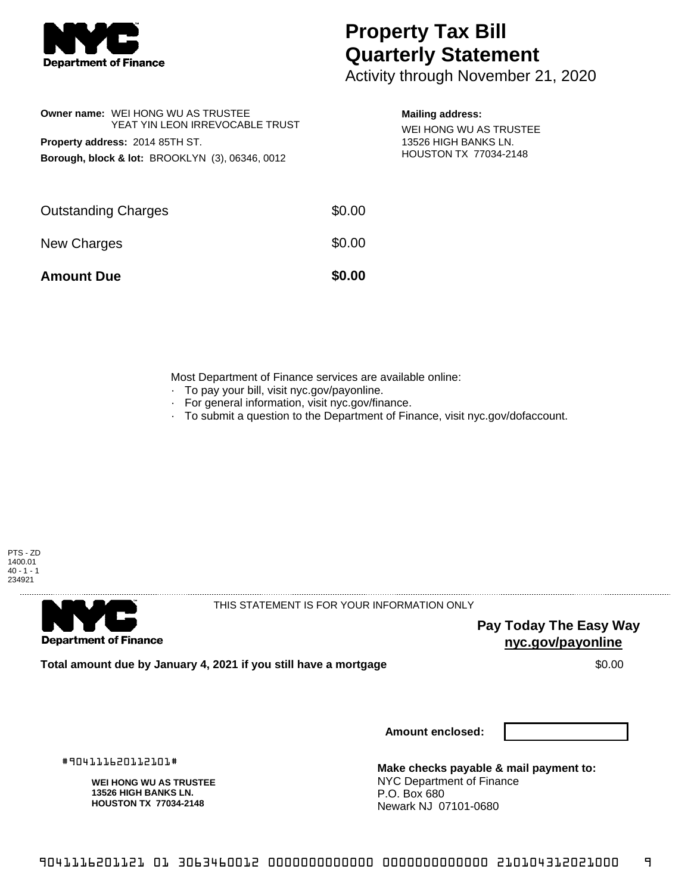**Department of Finance**

# Property Tax Bill Quarterly Statement

Activity through November 21, 2020

**Owner name:** WEI HONG WU AS TRUSTEE
YEAT YIN LEON IRREVOCABLE TRUST

**Property address:** 2014 85TH ST.

**Borough, block & lot:** BROOKLYN (3), 06346, 0012

**Mailing address:**
WEI HONG WU AS TRUSTEE
13526 HIGH BANKS LN.
HOUSTON TX 77034-2148

| | |
|---|---|
| Outstanding Charges | $0.00 |
| New Charges | $0.00 |
| **Amount Due** | **$0.00** |

Most Department of Finance services are available online:

- To pay your bill, visit nyc.gov/payonline.
- For general information, visit nyc.gov/finance.
- To submit a question to the Department of Finance, visit nyc.gov/dofaccount.

PTS - ZD
1400.01
40 - 1 - 1
234921

---

**Department of Finance**

THIS STATEMENT IS FOR YOUR INFORMATION ONLY

**Pay Today The Easy Way**
**nyc.gov/payonline**

**Total amount due by January 4, 2021 if you still have a mortgage** $0.00

**Amount enclosed:**

#904111620112101#

**WEI HONG WU AS TRUSTEE**
**13526 HIGH BANKS LN.**
**HOUSTON TX 77034-2148**

**Make checks payable & mail payment to:**
NYC Department of Finance
P.O. Box 680
Newark NJ 07101-0680

9041116201121 01 3063460012 0000000000000 0000000000000 210104312021000 9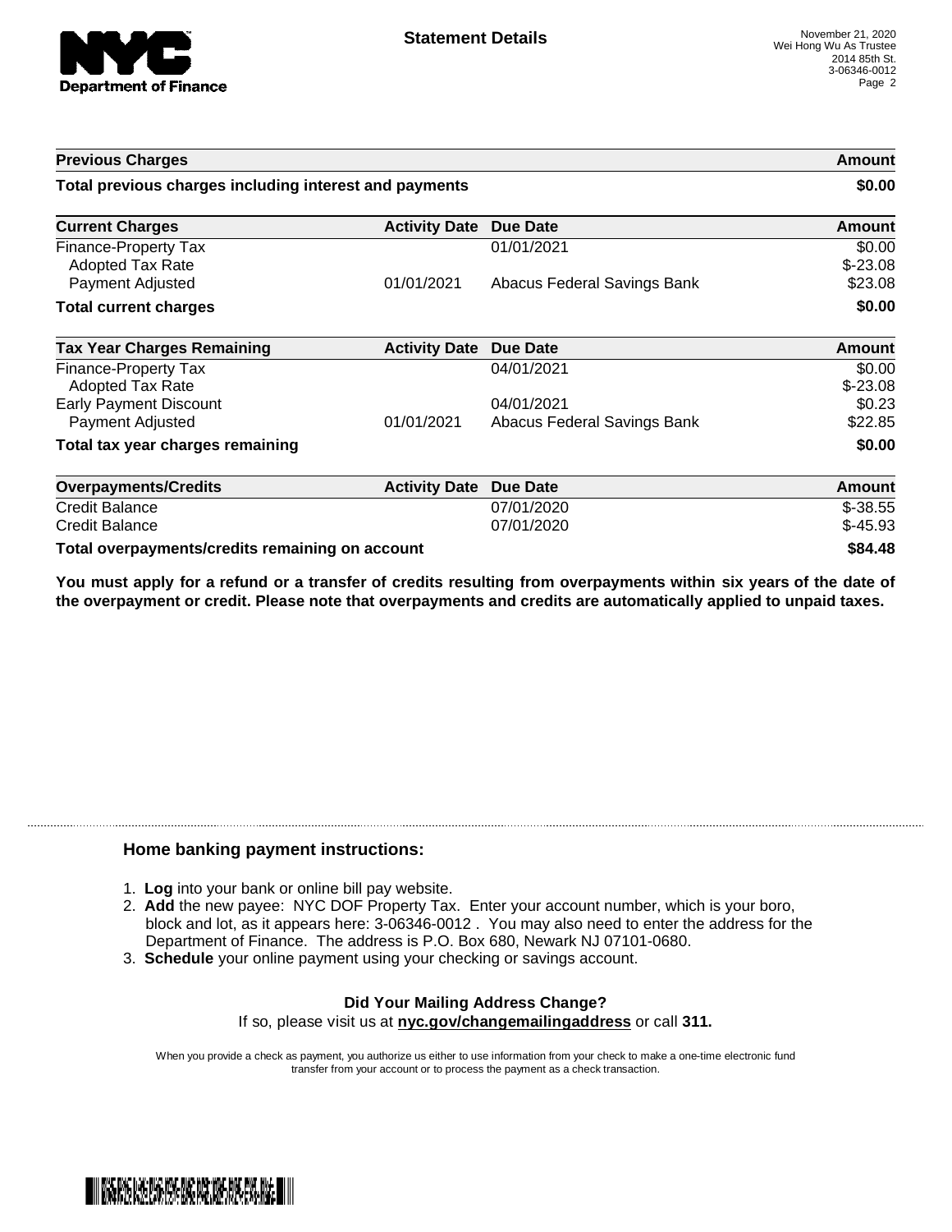# Statement Details

November 21, 2020
Wei Hong Wu As Trustee
2014 85th St.
3-06346-0012

| Previous Charges | | | Amount |
|---|---|---|---|
| **Total previous charges including interest and payments** | | | **$0.00** |

| Current Charges | Activity Date | Due Date | Amount |
|---|---|---|---|
| Finance-Property Tax | | 01/01/2021 | $0.00 |
| Adopted Tax Rate | | | $-23.08 |
| Payment Adjusted | 01/01/2021 | Abacus Federal Savings Bank | $23.08 |
| **Total current charges** | | | **$0.00** |

| Tax Year Charges Remaining | Activity Date | Due Date | Amount |
|---|---|---|---|
| Finance-Property Tax | | 04/01/2021 | $0.00 |
| Adopted Tax Rate | | | $-23.08 |
| Early Payment Discount | | 04/01/2021 | $0.23 |
| Payment Adjusted | 01/01/2021 | Abacus Federal Savings Bank | $22.85 |
| **Total tax year charges remaining** | | | **$0.00** |

| Overpayments/Credits | Activity Date | Due Date | Amount |
|---|---|---|---|
| Credit Balance | | 07/01/2020 | $-38.55 |
| Credit Balance | | 07/01/2020 | $-45.93 |
| **Total overpayments/credits remaining on account** | | | **$84.48** |

**You must apply for a refund or a transfer of credits resulting from overpayments within six years of the date of the overpayment or credit. Please note that overpayments and credits are automatically applied to unpaid taxes.**

## Home banking payment instructions:

1. **Log** into your bank or online bill pay website.
2. **Add** the new payee: NYC DOF Property Tax. Enter your account number, which is your boro, block and lot, as it appears here: 3-06346-0012 . You may also need to enter the address for the Department of Finance. The address is P.O. Box 680, Newark NJ 07101-0680.
3. **Schedule** your online payment using your checking or savings account.

**Did Your Mailing Address Change?**
If so, please visit us at **nyc.gov/changemailingaddress** or call **311.**

When you provide a check as payment, you authorize us either to use information from your check to make a one-time electronic fund transfer from your account or to process the payment as a check transaction.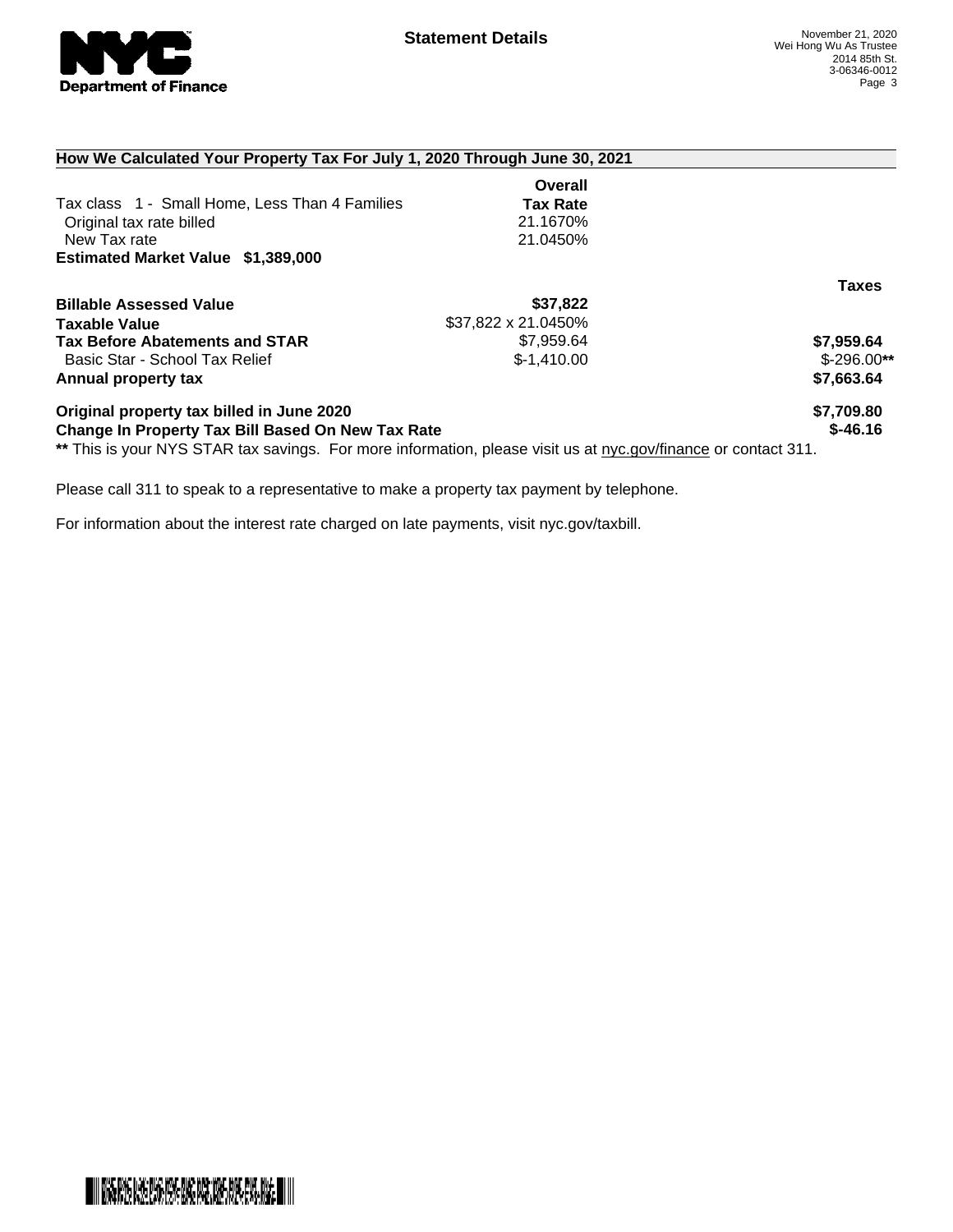# Statement Details

November 21, 2020
Wei Hong Wu As Trustee
2014 85th St.
3-06346-0012

**Department of Finance**

## How We Calculated Your Property Tax For July 1, 2020 Through June 30, 2021

| | Overall Tax Rate | |
|---|---|---|
| Tax class 1 - Small Home, Less Than 4 Families | | |
| Original tax rate billed | 21.1670% | |
| New Tax rate | 21.0450% | |
| **Estimated Market Value $1,389,000** | | |
| | | **Taxes** |
| **Billable Assessed Value** | **$37,822** | |
| **Taxable Value** | $37,822 x 21.0450% | |
| **Tax Before Abatements and STAR** | $7,959.64 | **$7,959.64** |
| Basic Star - School Tax Relief | $-1,410.00 | $-296.00** |
| **Annual property tax** | | **$7,663.64** |
| **Original property tax billed in June 2020** | | **$7,709.80** |
| **Change In Property Tax Bill Based On New Tax Rate** | | **$-46.16** |

** This is your NYS STAR tax savings. For more information, please visit us at nyc.gov/finance or contact 311.

Please call 311 to speak to a representative to make a property tax payment by telephone.

For information about the interest rate charged on late payments, visit nyc.gov/taxbill.